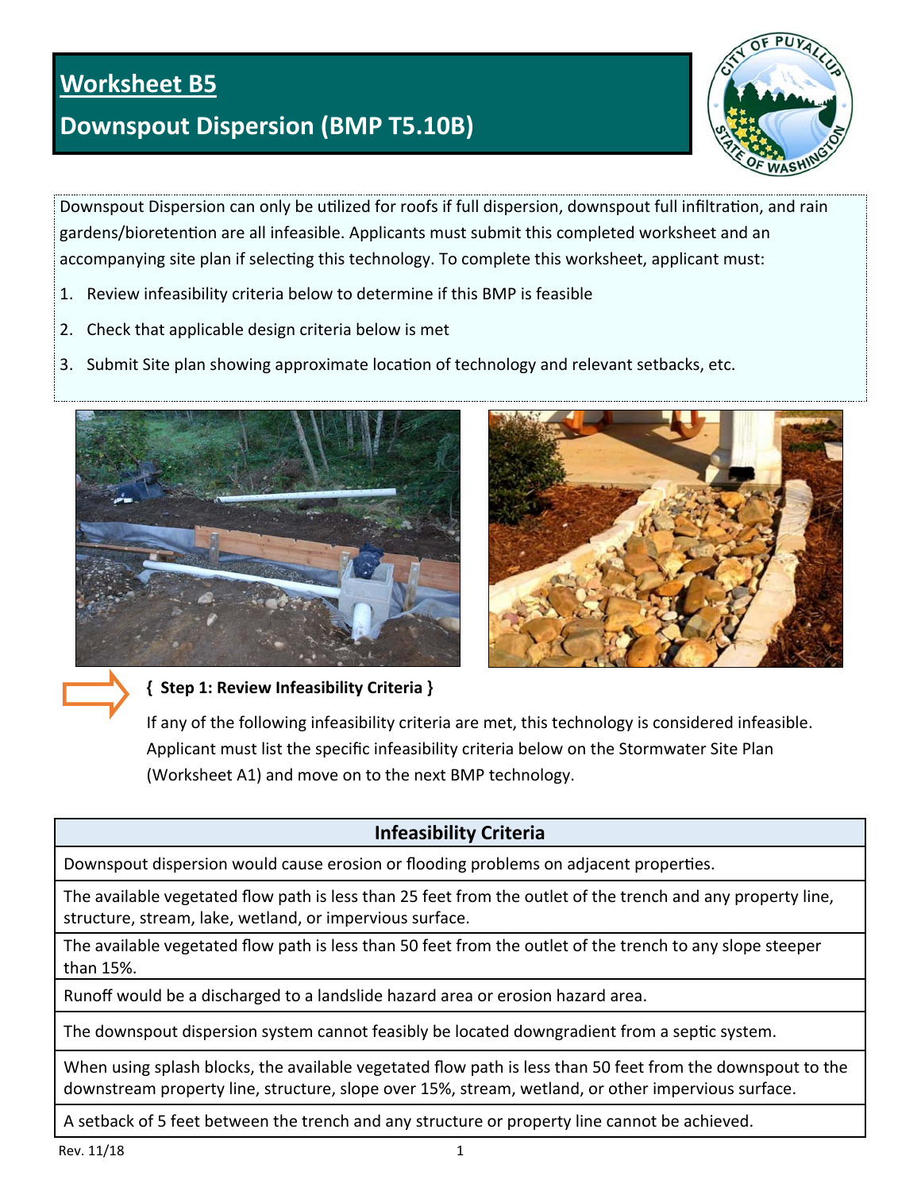# Worksheet B5

## Downspout Dispersion (BMP T5.10B)

Downspout Dispersion can only be utilized for roofs if full dispersion, downspout full infiltration, and rain gardens/bioretention are all infeasible. Applicants must submit this completed worksheet and an accompanying site plan if selecting this technology. To complete this worksheet, applicant must:

1. Review infeasibility criteria below to determine if this BMP is feasible
2. Check that applicable design criteria below is met
3. Submit Site plan showing approximate location of technology and relevant setbacks, etc.

### { Step 1: Review Infeasibility Criteria }

If any of the following infeasibility criteria are met, this technology is considered infeasible. Applicant must list the specific infeasibility criteria below on the Stormwater Site Plan (Worksheet A1) and move on to the next BMP technology.

| Infeasibility Criteria |
| --- |
| Downspout dispersion would cause erosion or flooding problems on adjacent properties. |
| The available vegetated flow path is less than 25 feet from the outlet of the trench and any property line, structure, stream, lake, wetland, or impervious surface. |
| The available vegetated flow path is less than 50 feet from the outlet of the trench to any slope steeper than 15%. |
| Runoff would be a discharged to a landslide hazard area or erosion hazard area. |
| The downspout dispersion system cannot feasibly be located downgradient from a septic system. |
| When using splash blocks, the available vegetated flow path is less than 50 feet from the downspout to the downstream property line, structure, slope over 15%, stream, wetland, or other impervious surface. |
| A setback of 5 feet between the trench and any structure or property line cannot be achieved. |

Rev. 11/18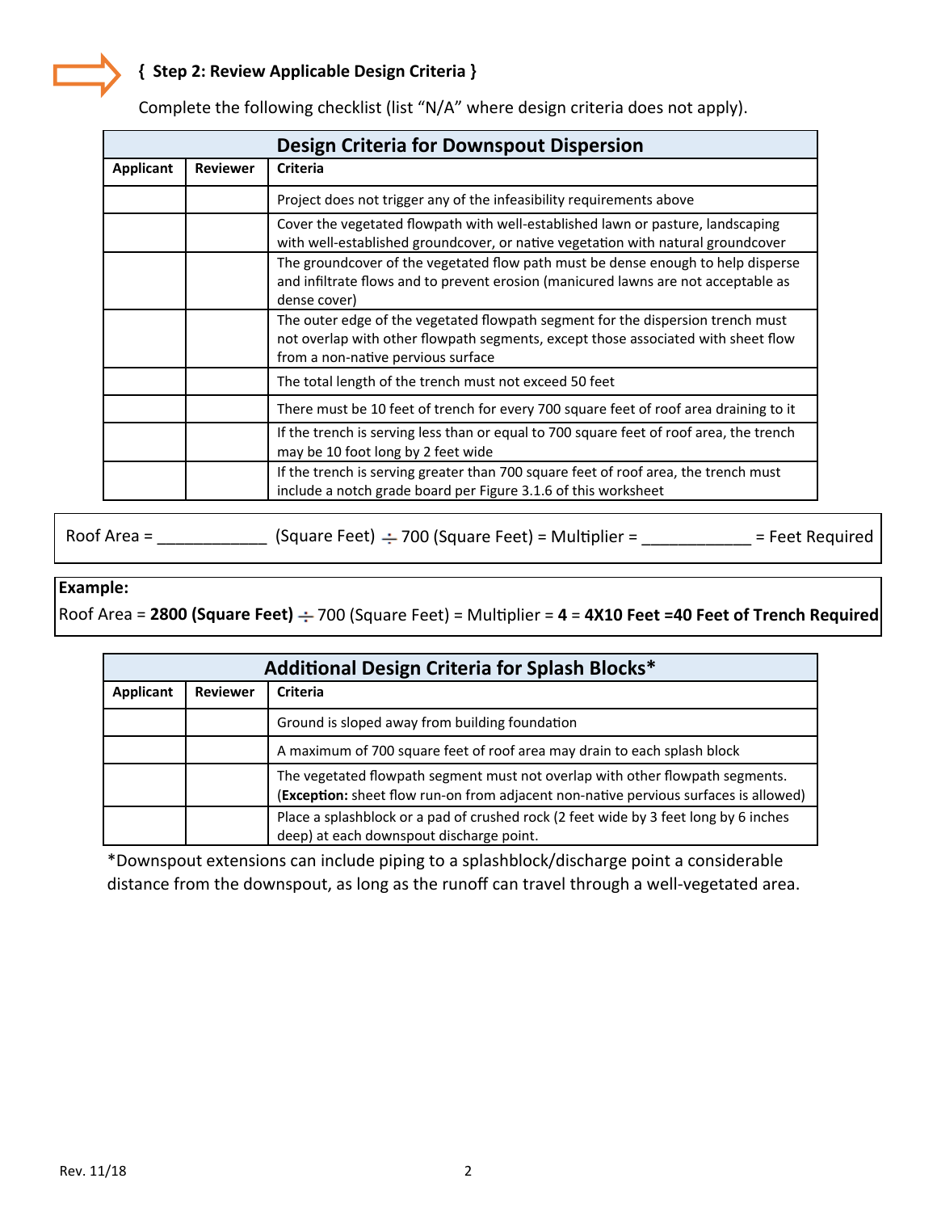## { Step 2: Review Applicable Design Criteria }

Complete the following checklist (list "N/A" where design criteria does not apply).

| Design Criteria for Downspout Dispersion | | |
|---|---|---|
| **Applicant** | **Reviewer** | **Criteria** |
| | | Project does not trigger any of the infeasibility requirements above |
| | | Cover the vegetated flowpath with well-established lawn or pasture, landscaping with well-established groundcover, or native vegetation with natural groundcover |
| | | The groundcover of the vegetated flow path must be dense enough to help disperse and infiltrate flows and to prevent erosion (manicured lawns are not acceptable as dense cover) |
| | | The outer edge of the vegetated flowpath segment for the dispersion trench must not overlap with other flowpath segments, except those associated with sheet flow from a non-native pervious surface |
| | | The total length of the trench must not exceed 50 feet |
| | | There must be 10 feet of trench for every 700 square feet of roof area draining to it |
| | | If the trench is serving less than or equal to 700 square feet of roof area, the trench may be 10 foot long by 2 feet wide |
| | | If the trench is serving greater than 700 square feet of roof area, the trench must include a notch grade board per Figure 3.1.6 of this worksheet |

Roof Area = ____________ (Square Feet) ÷ 700 (Square Feet) = Multiplier = ____________ = Feet Required

**Example:**

Roof Area = **2800 (Square Feet)** ÷ 700 (Square Feet) = Multiplier = **4** = **4X10 Feet =40 Feet of Trench Required**

| Additional Design Criteria for Splash Blocks* | | |
|---|---|---|
| **Applicant** | **Reviewer** | **Criteria** |
| | | Ground is sloped away from building foundation |
| | | A maximum of 700 square feet of roof area may drain to each splash block |
| | | The vegetated flowpath segment must not overlap with other flowpath segments. (**Exception:** sheet flow run-on from adjacent non-native pervious surfaces is allowed) |
| | | Place a splashblock or a pad of crushed rock (2 feet wide by 3 feet long by 6 inches deep) at each downspout discharge point. |

*Downspout extensions can include piping to a splashblock/discharge point a considerable distance from the downspout, as long as the runoff can travel through a well-vegetated area.

Rev. 11/18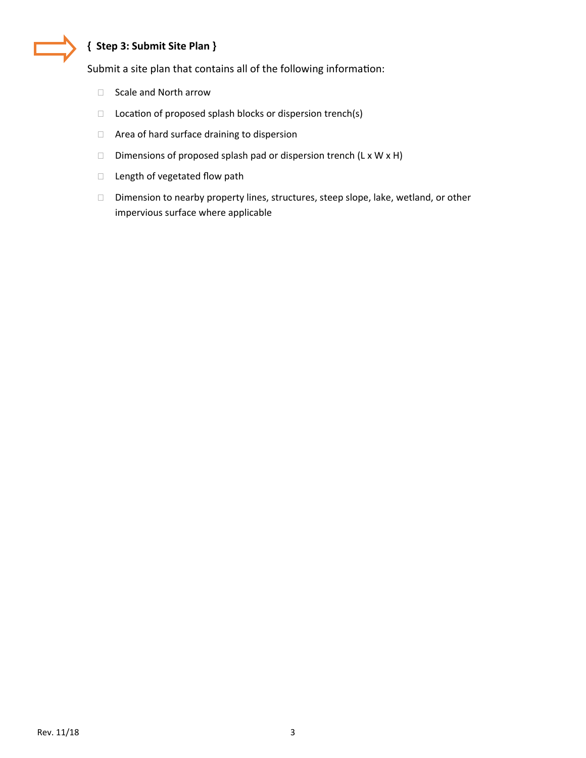### { Step 3: Submit Site Plan }

Submit a site plan that contains all of the following information:

- ☐ Scale and North arrow
- ☐ Location of proposed splash blocks or dispersion trench(s)
- ☐ Area of hard surface draining to dispersion
- ☐ Dimensions of proposed splash pad or dispersion trench (L x W x H)
- ☐ Length of vegetated flow path
- ☐ Dimension to nearby property lines, structures, steep slope, lake, wetland, or other impervious surface where applicable

Rev. 11/18